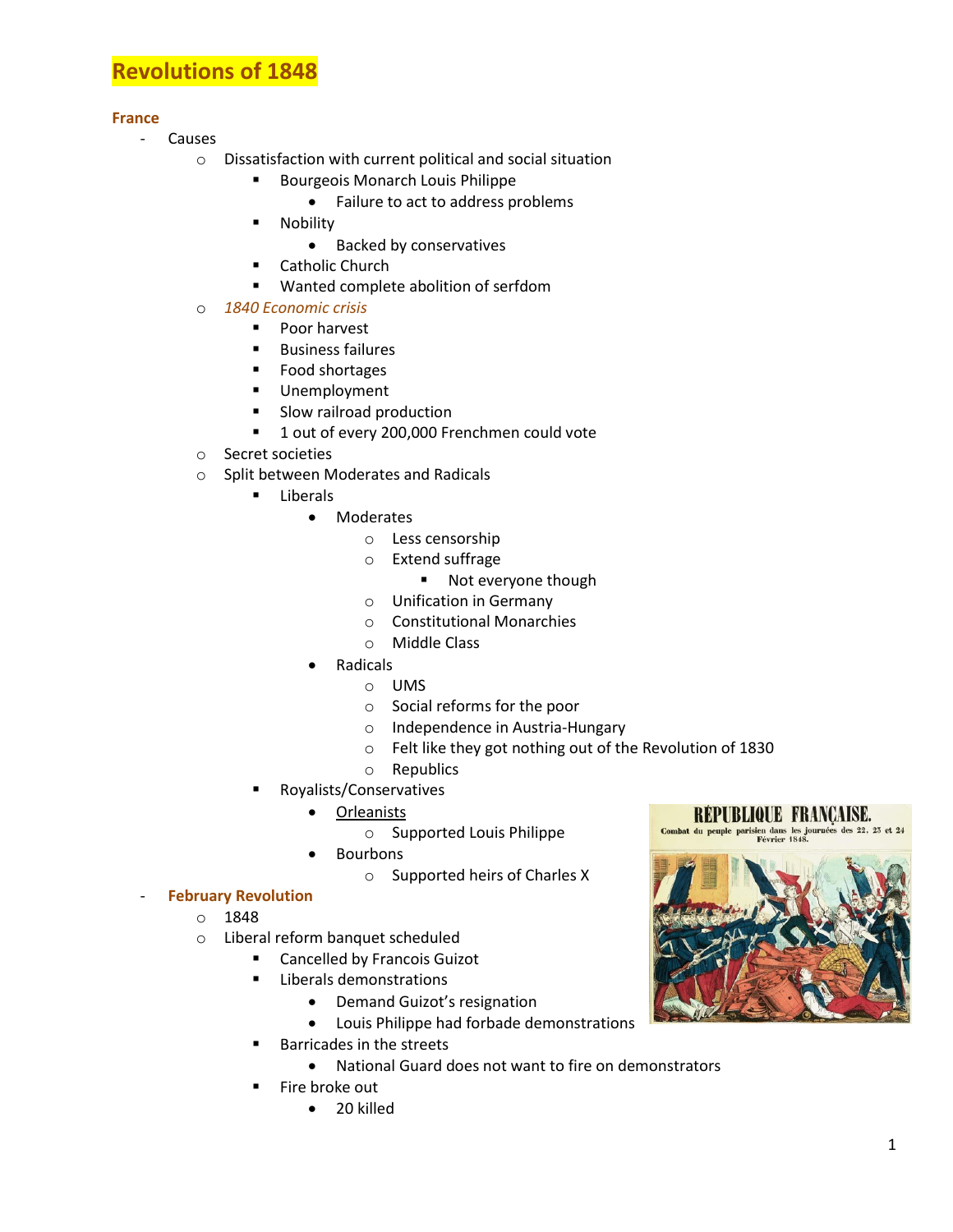# Revolutions of 1848

## France

- Causes
  - Dissatisfaction with current political and social situation
    - Bourgeois Monarch Louis Philippe
      - Failure to act to address problems
    - Nobility
      - Backed by conservatives
    - Catholic Church
    - Wanted complete abolition of serfdom
  - *1840 Economic crisis*
    - Poor harvest
    - Business failures
    - Food shortages
    - Unemployment
    - Slow railroad production
    - 1 out of every 200,000 Frenchmen could vote
  - Secret societies
  - Split between Moderates and Radicals
    - Liberals
      - Moderates
        - Less censorship
        - Extend suffrage
          - Not everyone though
        - Unification in Germany
        - Constitutional Monarchies
        - Middle Class
      - Radicals
        - UMS
        - Social reforms for the poor
        - Independence in Austria-Hungary
        - Felt like they got nothing out of the Revolution of 1830
        - Republics
    - Royalists/Conservatives
      - Orleanists
        - Supported Louis Philippe
      - Bourbons
        - Supported heirs of Charles X
- **February Revolution**
  - 1848
  - Liberal reform banquet scheduled
    - Cancelled by Francois Guizot
    - Liberals demonstrations
      - Demand Guizot's resignation
      - Louis Philippe had forbade demonstrations
    - Barricades in the streets
      - National Guard does not want to fire on demonstrators
    - Fire broke out
      - 20 killed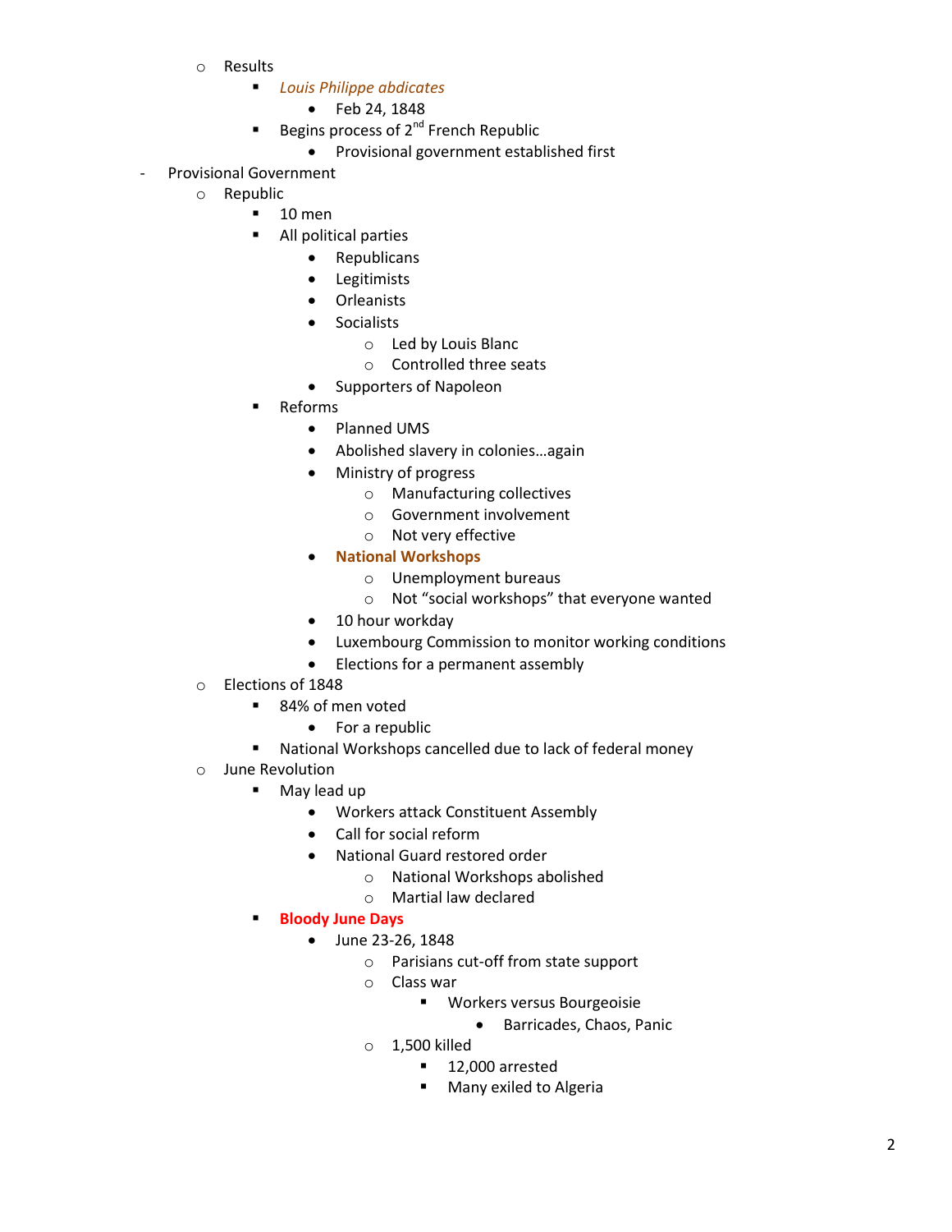- Results
  - *Louis Philippe abdicates*
    - Feb 24, 1848
  - Begins process of 2nd French Republic
    - Provisional government established first

- Provisional Government
  - Republic
    - 10 men
    - All political parties
      - Republicans
      - Legitimists
      - Orleanists
      - Socialists
        - Led by Louis Blanc
        - Controlled three seats
      - Supporters of Napoleon
    - Reforms
      - Planned UMS
      - Abolished slavery in colonies…again
      - Ministry of progress
        - Manufacturing collectives
        - Government involvement
        - Not very effective
      - **National Workshops**
        - Unemployment bureaus
        - Not "social workshops" that everyone wanted
      - 10 hour workday
      - Luxembourg Commission to monitor working conditions
      - Elections for a permanent assembly
  - Elections of 1848
    - 84% of men voted
      - For a republic
    - National Workshops cancelled due to lack of federal money
  - June Revolution
    - May lead up
      - Workers attack Constituent Assembly
      - Call for social reform
      - National Guard restored order
        - National Workshops abolished
        - Martial law declared
    - **Bloody June Days**
      - June 23-26, 1848
        - Parisians cut-off from state support
        - Class war
          - Workers versus Bourgeoisie
            - Barricades, Chaos, Panic
        - 1,500 killed
          - 12,000 arrested
          - Many exiled to Algeria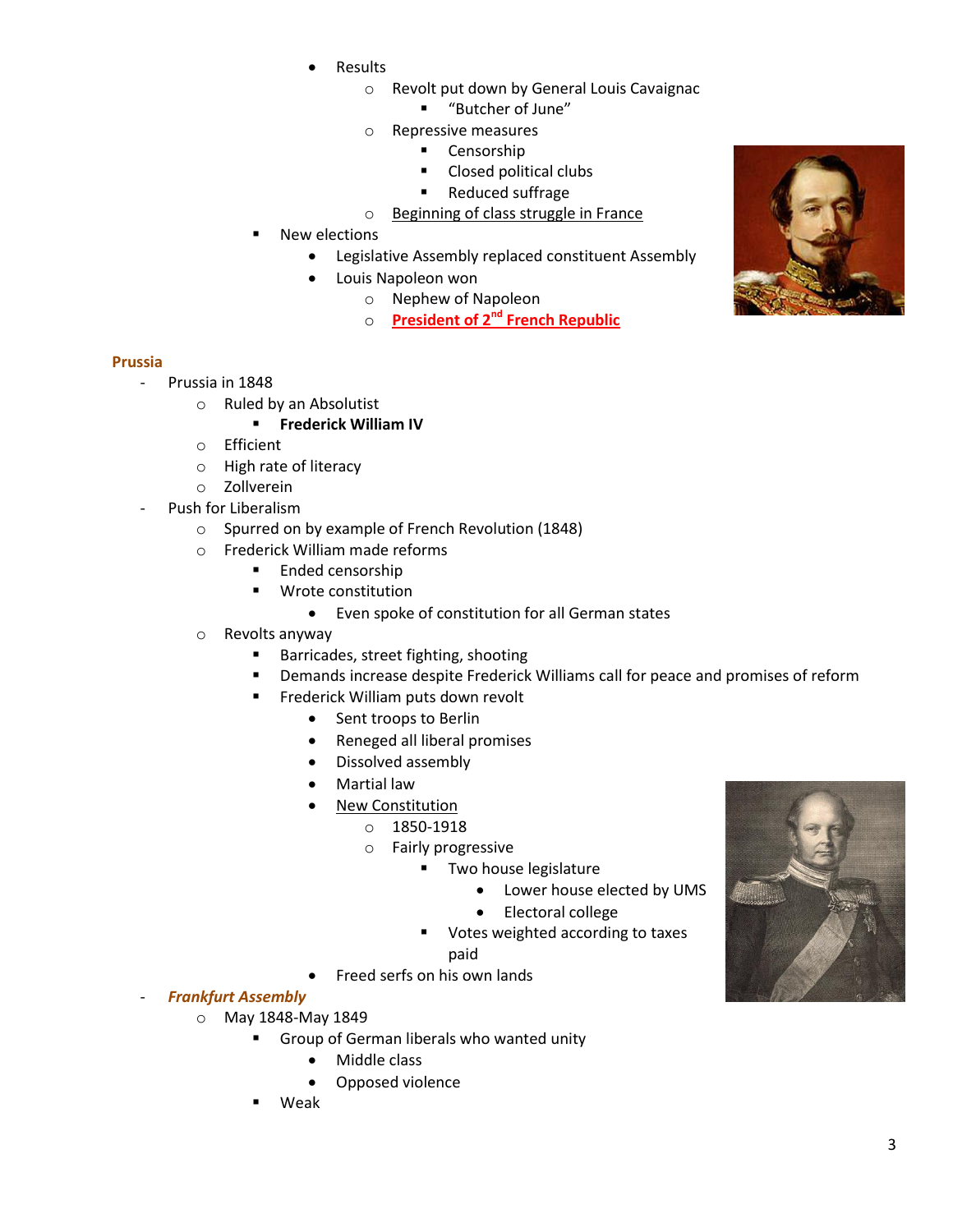- Results
  - Revolt put down by General Louis Cavaignac
    - "Butcher of June"
  - Repressive measures
    - Censorship
    - Closed political clubs
    - Reduced suffrage
  - <u>Beginning of class struggle in France</u>
- New elections
  - Legislative Assembly replaced constituent Assembly
  - Louis Napoleon won
    - Nephew of Napoleon
    - **<u>President of 2nd French Republic</u>**

**Prussia**

- Prussia in 1848
  - Ruled by an Absolutist
    - **Frederick William IV**
  - Efficient
  - High rate of literacy
  - Zollverein
- Push for Liberalism
  - Spurred on by example of French Revolution (1848)
  - Frederick William made reforms
    - Ended censorship
    - Wrote constitution
      - Even spoke of constitution for all German states
  - Revolts anyway
    - Barricades, street fighting, shooting
    - Demands increase despite Frederick Williams call for peace and promises of reform
    - Frederick William puts down revolt
      - Sent troops to Berlin
      - Reneged all liberal promises
      - Dissolved assembly
      - Martial law
      - <u>New Constitution</u>
        - 1850-1918
        - Fairly progressive
          - Two house legislature
            - Lower house elected by UMS
            - Electoral college
          - Votes weighted according to taxes paid
      - Freed serfs on his own lands
- ***Frankfurt Assembly***
  - May 1848-May 1849
    - Group of German liberals who wanted unity
      - Middle class
      - Opposed violence
    - Weak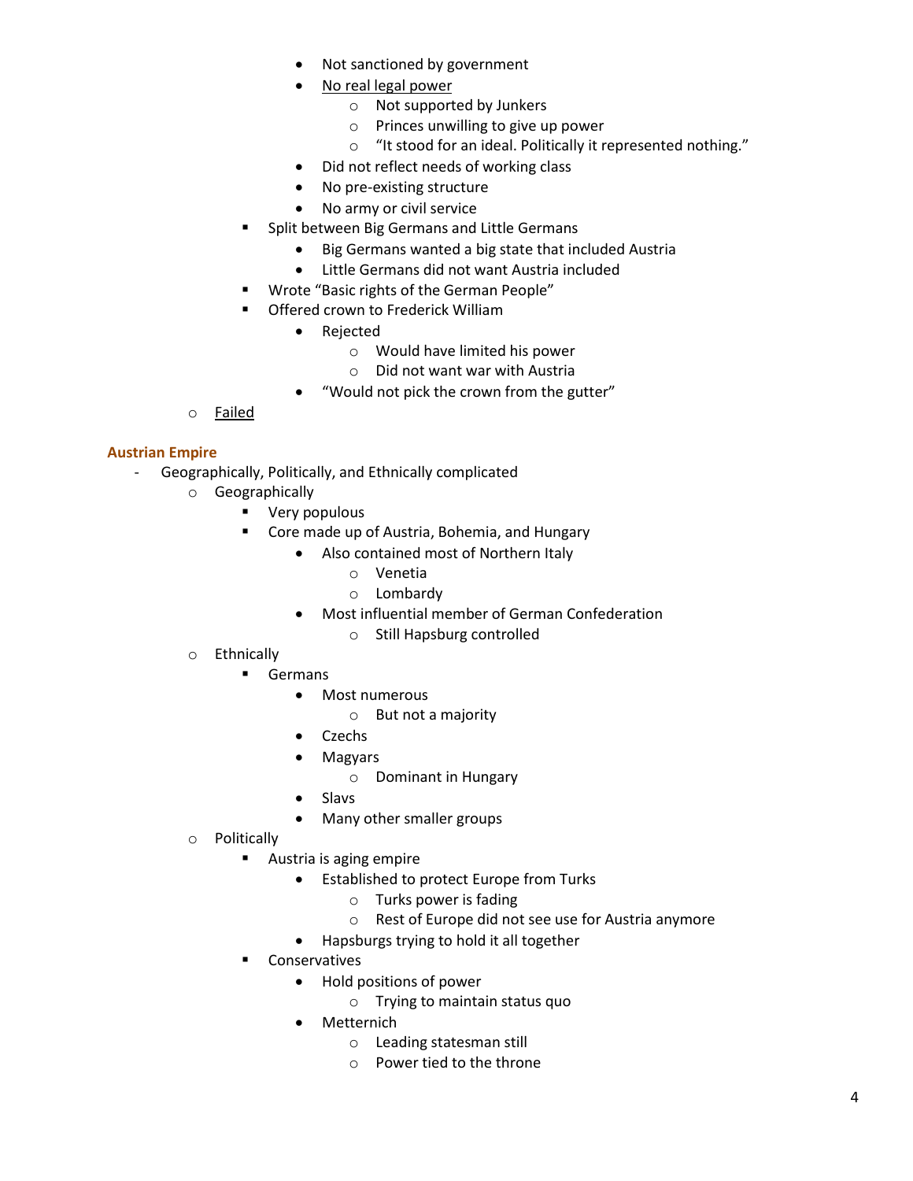- Not sanctioned by government
        - <u>No real legal power</u>
          - Not supported by Junkers
          - Princes unwilling to give up power
          - "It stood for an ideal. Politically it represented nothing."
        - Did not reflect needs of working class
        - No pre-existing structure
        - No army or civil service
      - Split between Big Germans and Little Germans
        - Big Germans wanted a big state that included Austria
        - Little Germans did not want Austria included
      - Wrote "Basic rights of the German People"
      - Offered crown to Frederick William
        - Rejected
          - Would have limited his power
          - Did not want war with Austria
        - "Would not pick the crown from the gutter"
    - <u>Failed</u>

## Austrian Empire

- Geographically, Politically, and Ethnically complicated
  - Geographically
    - Very populous
    - Core made up of Austria, Bohemia, and Hungary
      - Also contained most of Northern Italy
        - Venetia
        - Lombardy
      - Most influential member of German Confederation
        - Still Hapsburg controlled
  - Ethnically
    - Germans
      - Most numerous
        - But not a majority
      - Czechs
      - Magyars
        - Dominant in Hungary
      - Slavs
      - Many other smaller groups
  - Politically
    - Austria is aging empire
      - Established to protect Europe from Turks
        - Turks power is fading
        - Rest of Europe did not see use for Austria anymore
      - Hapsburgs trying to hold it all together
    - Conservatives
      - Hold positions of power
        - Trying to maintain status quo
      - Metternich
        - Leading statesman still
        - Power tied to the throne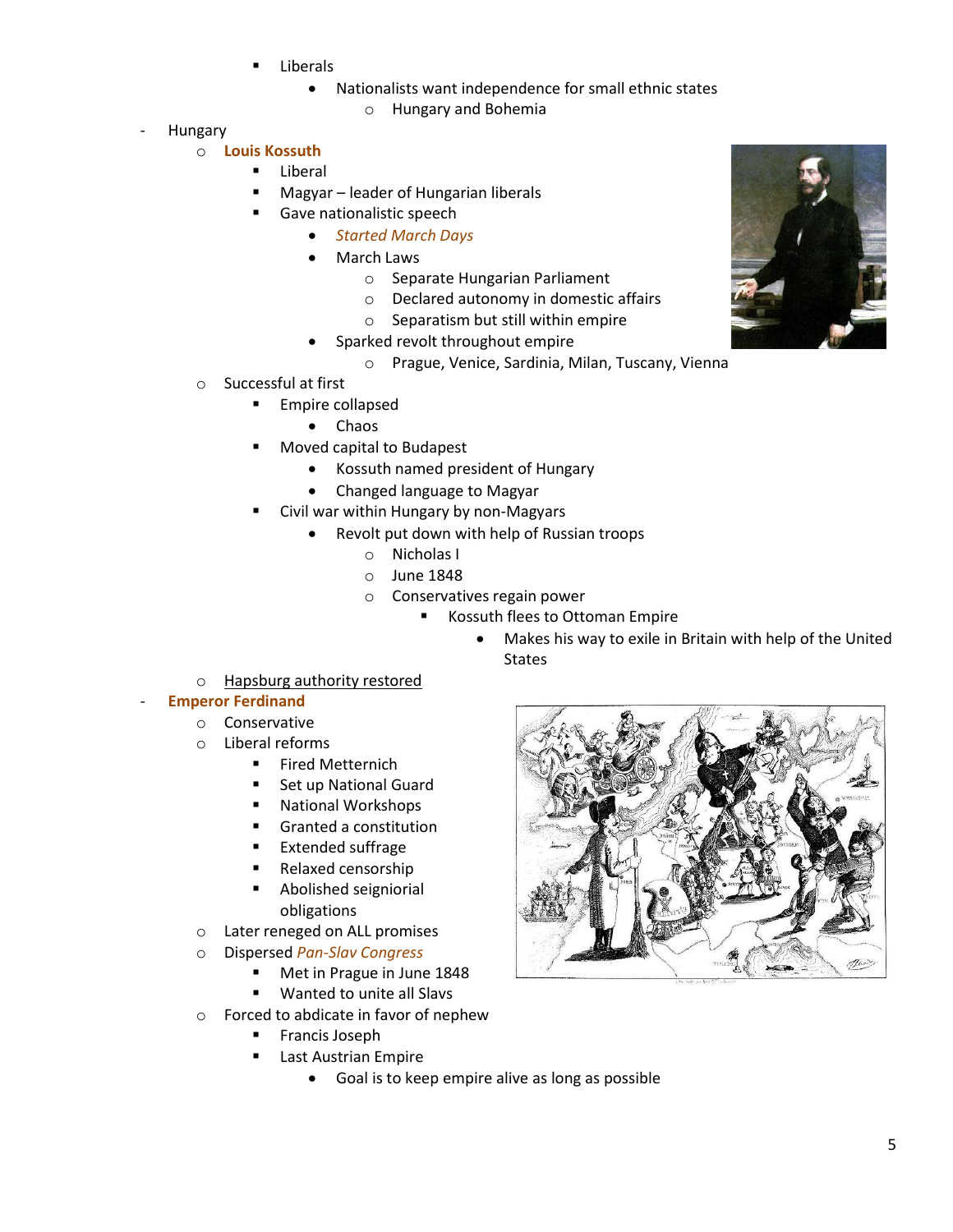- Liberals
            - Nationalists want independence for small ethnic states
                - Hungary and Bohemia

- Hungary
    - **Louis Kossuth**
        - Liberal
        - Magyar – leader of Hungarian liberals
        - Gave nationalistic speech
            - *Started March Days*
            - March Laws
                - Separate Hungarian Parliament
                - Declared autonomy in domestic affairs
                - Separatism but still within empire
            - Sparked revolt throughout empire
                - Prague, Venice, Sardinia, Milan, Tuscany, Vienna
    - Successful at first
        - Empire collapsed
            - Chaos
        - Moved capital to Budapest
            - Kossuth named president of Hungary
            - Changed language to Magyar
        - Civil war within Hungary by non-Magyars
            - Revolt put down with help of Russian troops
                - Nicholas I
                - June 1848
                - Conservatives regain power
                    - Kossuth flees to Ottoman Empire
                        - Makes his way to exile in Britain with help of the United States
    - <u>Hapsburg authority restored</u>
- **Emperor Ferdinand**
    - Conservative
    - Liberal reforms
        - Fired Metternich
        - Set up National Guard
        - National Workshops
        - Granted a constitution
        - Extended suffrage
        - Relaxed censorship
        - Abolished seigniorial obligations
    - Later reneged on ALL promises
    - Dispersed *Pan-Slav Congress*
        - Met in Prague in June 1848
        - Wanted to unite all Slavs
    - Forced to abdicate in favor of nephew
        - Francis Joseph
        - Last Austrian Empire
            - Goal is to keep empire alive as long as possible